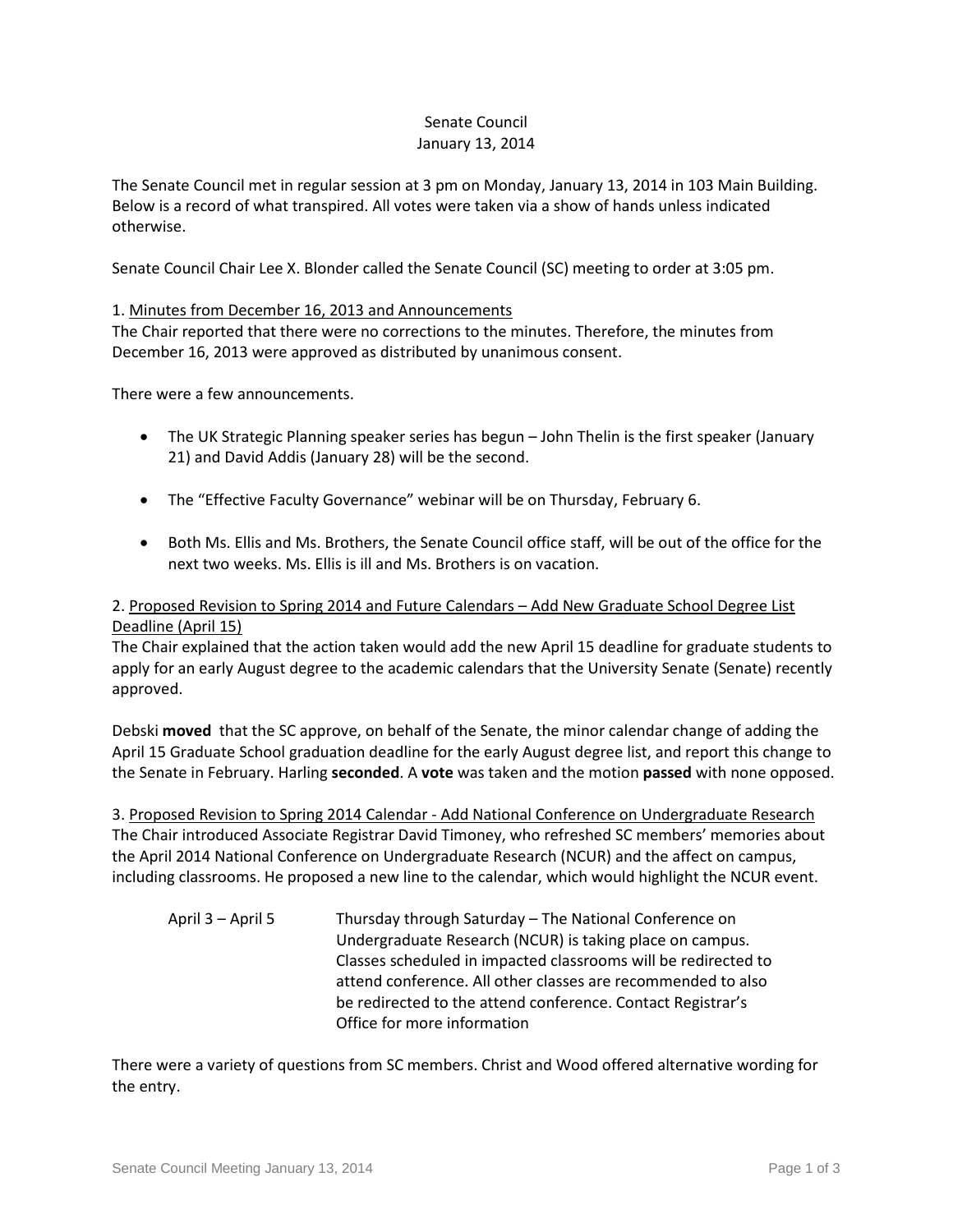Senate Council
January 13, 2014

The Senate Council met in regular session at 3 pm on Monday, January 13, 2014 in 103 Main Building. Below is a record of what transpired. All votes were taken via a show of hands unless indicated otherwise.

Senate Council Chair Lee X. Blonder called the Senate Council (SC) meeting to order at 3:05 pm.

1. Minutes from December 16, 2013 and Announcements

The Chair reported that there were no corrections to the minutes. Therefore, the minutes from December 16, 2013 were approved as distributed by unanimous consent.

There were a few announcements.

- The UK Strategic Planning speaker series has begun – John Thelin is the first speaker (January 21) and David Addis (January 28) will be the second.
- The "Effective Faculty Governance" webinar will be on Thursday, February 6.
- Both Ms. Ellis and Ms. Brothers, the Senate Council office staff, will be out of the office for the next two weeks. Ms. Ellis is ill and Ms. Brothers is on vacation.

2. Proposed Revision to Spring 2014 and Future Calendars – Add New Graduate School Degree List Deadline (April 15)

The Chair explained that the action taken would add the new April 15 deadline for graduate students to apply for an early August degree to the academic calendars that the University Senate (Senate) recently approved.

Debski **moved** that the SC approve, on behalf of the Senate, the minor calendar change of adding the April 15 Graduate School graduation deadline for the early August degree list, and report this change to the Senate in February. Harling **seconded**. A **vote** was taken and the motion **passed** with none opposed.

3. Proposed Revision to Spring 2014 Calendar - Add National Conference on Undergraduate Research

The Chair introduced Associate Registrar David Timoney, who refreshed SC members' memories about the April 2014 National Conference on Undergraduate Research (NCUR) and the affect on campus, including classrooms. He proposed a new line to the calendar, which would highlight the NCUR event.

> April 3 – April 5 &nbsp;&nbsp;&nbsp; Thursday through Saturday – The National Conference on Undergraduate Research (NCUR) is taking place on campus. Classes scheduled in impacted classrooms will be redirected to attend conference. All other classes are recommended to also be redirected to the attend conference. Contact Registrar's Office for more information

There were a variety of questions from SC members. Christ and Wood offered alternative wording for the entry.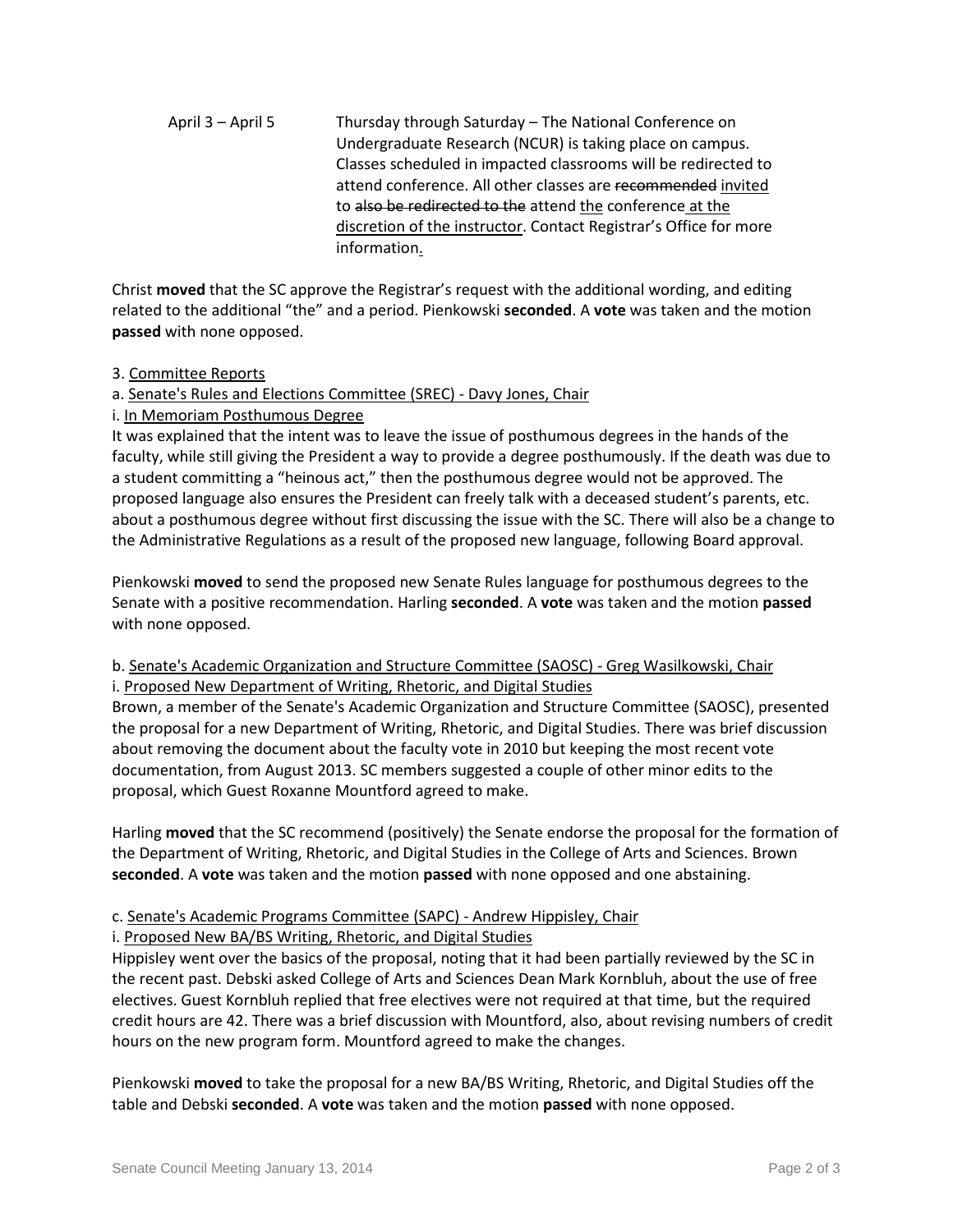April 3 – April 5 Thursday through Saturday – The National Conference on Undergraduate Research (NCUR) is taking place on campus. Classes scheduled in impacted classrooms will be redirected to attend conference. All other classes are ~~recommended~~ <u>invited</u> to ~~also be redirected to the~~ attend <u>the</u> conference <u>at the discretion of the instructor</u>. Contact Registrar's Office for more information<u>.</u>

Christ **moved** that the SC approve the Registrar's request with the additional wording, and editing related to the additional "the" and a period. Pienkowski **seconded**. A **vote** was taken and the motion **passed** with none opposed.

3. <u>Committee Reports</u>

a. <u>Senate's Rules and Elections Committee (SREC) - Davy Jones, Chair</u>

i. <u>In Memoriam Posthumous Degree</u>

It was explained that the intent was to leave the issue of posthumous degrees in the hands of the faculty, while still giving the President a way to provide a degree posthumously. If the death was due to a student committing a "heinous act," then the posthumous degree would not be approved. The proposed language also ensures the President can freely talk with a deceased student's parents, etc. about a posthumous degree without first discussing the issue with the SC. There will also be a change to the Administrative Regulations as a result of the proposed new language, following Board approval.

Pienkowski **moved** to send the proposed new Senate Rules language for posthumous degrees to the Senate with a positive recommendation. Harling **seconded**. A **vote** was taken and the motion **passed** with none opposed.

b. <u>Senate's Academic Organization and Structure Committee (SAOSC) - Greg Wasilkowski, Chair</u>

i. <u>Proposed New Department of Writing, Rhetoric, and Digital Studies</u>

Brown, a member of the Senate's Academic Organization and Structure Committee (SAOSC), presented the proposal for a new Department of Writing, Rhetoric, and Digital Studies. There was brief discussion about removing the document about the faculty vote in 2010 but keeping the most recent vote documentation, from August 2013. SC members suggested a couple of other minor edits to the proposal, which Guest Roxanne Mountford agreed to make.

Harling **moved** that the SC recommend (positively) the Senate endorse the proposal for the formation of the Department of Writing, Rhetoric, and Digital Studies in the College of Arts and Sciences. Brown **seconded**. A **vote** was taken and the motion **passed** with none opposed and one abstaining.

c. <u>Senate's Academic Programs Committee (SAPC) - Andrew Hippisley, Chair</u>

i. <u>Proposed New BA/BS Writing, Rhetoric, and Digital Studies</u>

Hippisley went over the basics of the proposal, noting that it had been partially reviewed by the SC in the recent past. Debski asked College of Arts and Sciences Dean Mark Kornbluh, about the use of free electives. Guest Kornbluh replied that free electives were not required at that time, but the required credit hours are 42. There was a brief discussion with Mountford, also, about revising numbers of credit hours on the new program form. Mountford agreed to make the changes.

Pienkowski **moved** to take the proposal for a new BA/BS Writing, Rhetoric, and Digital Studies off the table and Debski **seconded**. A **vote** was taken and the motion **passed** with none opposed.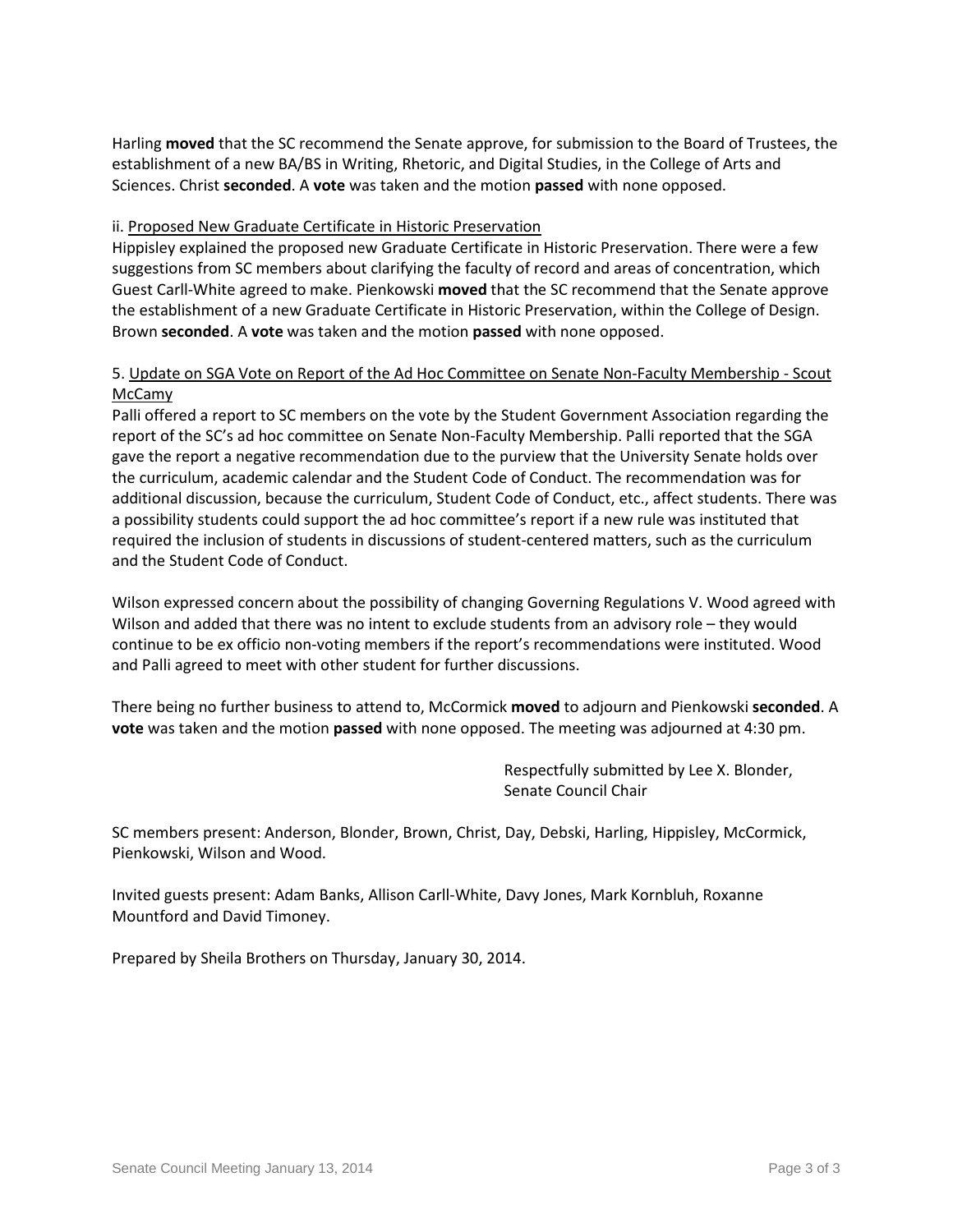Harling **moved** that the SC recommend the Senate approve, for submission to the Board of Trustees, the establishment of a new BA/BS in Writing, Rhetoric, and Digital Studies, in the College of Arts and Sciences. Christ **seconded**. A **vote** was taken and the motion **passed** with none opposed.

ii. Proposed New Graduate Certificate in Historic Preservation

Hippisley explained the proposed new Graduate Certificate in Historic Preservation. There were a few suggestions from SC members about clarifying the faculty of record and areas of concentration, which Guest Carll-White agreed to make. Pienkowski **moved** that the SC recommend that the Senate approve the establishment of a new Graduate Certificate in Historic Preservation, within the College of Design. Brown **seconded**. A **vote** was taken and the motion **passed** with none opposed.

5. Update on SGA Vote on Report of the Ad Hoc Committee on Senate Non-Faculty Membership - Scout McCamy

Palli offered a report to SC members on the vote by the Student Government Association regarding the report of the SC's ad hoc committee on Senate Non-Faculty Membership. Palli reported that the SGA gave the report a negative recommendation due to the purview that the University Senate holds over the curriculum, academic calendar and the Student Code of Conduct. The recommendation was for additional discussion, because the curriculum, Student Code of Conduct, etc., affect students. There was a possibility students could support the ad hoc committee's report if a new rule was instituted that required the inclusion of students in discussions of student-centered matters, such as the curriculum and the Student Code of Conduct.

Wilson expressed concern about the possibility of changing Governing Regulations V. Wood agreed with Wilson and added that there was no intent to exclude students from an advisory role – they would continue to be ex officio non-voting members if the report's recommendations were instituted. Wood and Palli agreed to meet with other student for further discussions.

There being no further business to attend to, McCormick **moved** to adjourn and Pienkowski **seconded**. A **vote** was taken and the motion **passed** with none opposed. The meeting was adjourned at 4:30 pm.

Respectfully submitted by Lee X. Blonder,
Senate Council Chair

SC members present: Anderson, Blonder, Brown, Christ, Day, Debski, Harling, Hippisley, McCormick, Pienkowski, Wilson and Wood.

Invited guests present: Adam Banks, Allison Carll-White, Davy Jones, Mark Kornbluh, Roxanne Mountford and David Timoney.

Prepared by Sheila Brothers on Thursday, January 30, 2014.